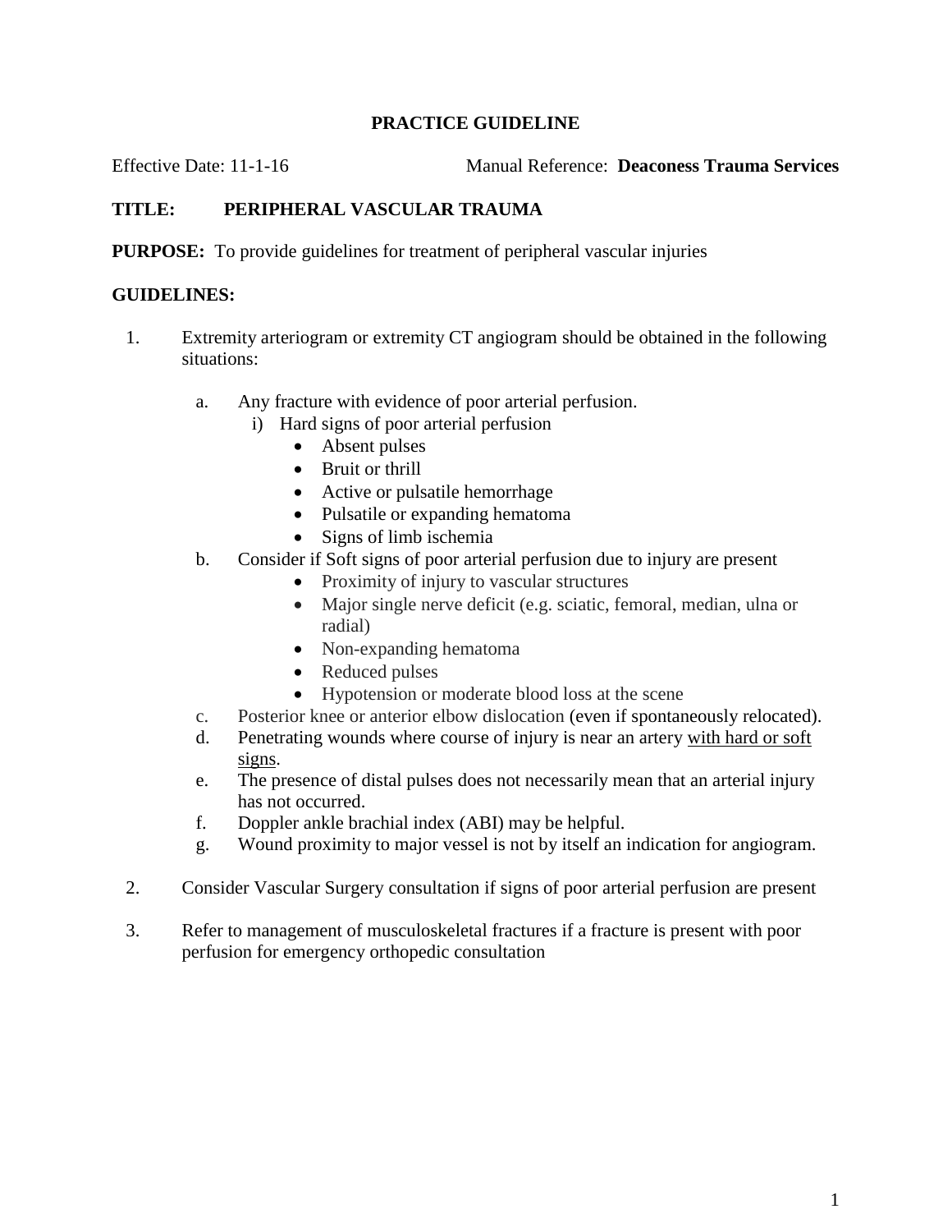**PRACTICE GUIDELINE**

Effective Date: 11-1-16 Manual Reference: **Deaconess Trauma Services**

**TITLE: PERIPHERAL VASCULAR TRAUMA**

**PURPOSE:** To provide guidelines for treatment of peripheral vascular injuries

**GUIDELINES:**

1. Extremity arteriogram or extremity CT angiogram should be obtained in the following situations:

   a. Any fracture with evidence of poor arterial perfusion.
      i) Hard signs of poor arterial perfusion
         - Absent pulses
         - Bruit or thrill
         - Active or pulsatile hemorrhage
         - Pulsatile or expanding hematoma
         - Signs of limb ischemia

   b. Consider if Soft signs of poor arterial perfusion due to injury are present
      - Proximity of injury to vascular structures
      - Major single nerve deficit (e.g. sciatic, femoral, median, ulna or radial)
      - Non-expanding hematoma
      - Reduced pulses
      - Hypotension or moderate blood loss at the scene

   c. Posterior knee or anterior elbow dislocation (even if spontaneously relocated).

   d. Penetrating wounds where course of injury is near an artery <u>with hard or soft signs</u>.

   e. The presence of distal pulses does not necessarily mean that an arterial injury has not occurred.

   f. Doppler ankle brachial index (ABI) may be helpful.

   g. Wound proximity to major vessel is not by itself an indication for angiogram.

2. Consider Vascular Surgery consultation if signs of poor arterial perfusion are present

3. Refer to management of musculoskeletal fractures if a fracture is present with poor perfusion for emergency orthopedic consultation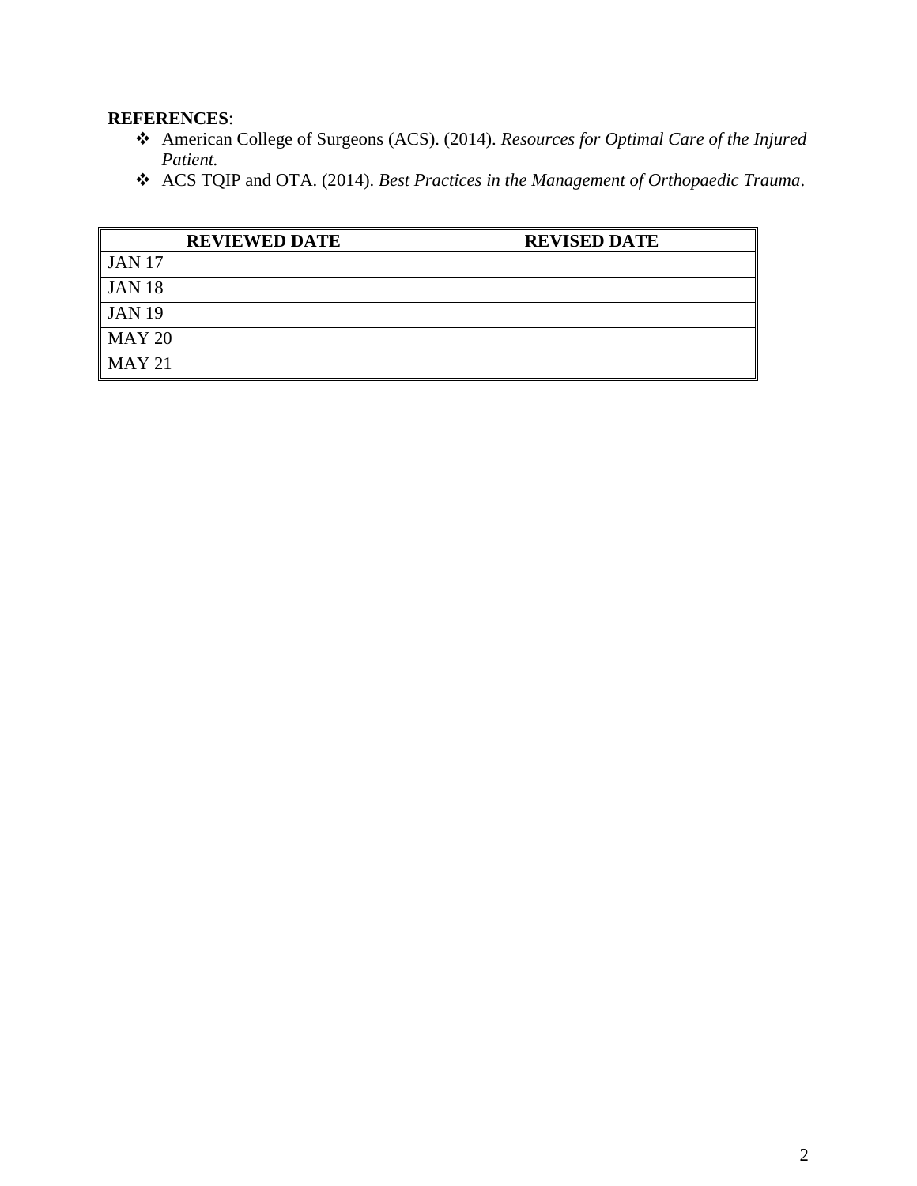**REFERENCES**:

- American College of Surgeons (ACS). (2014). *Resources for Optimal Care of the Injured Patient.*
- ACS TQIP and OTA. (2014). *Best Practices in the Management of Orthopaedic Trauma*.

| REVIEWED DATE | REVISED DATE |
|---|---|
| JAN 17 | |
| JAN 18 | |
| JAN 19 | |
| MAY 20 | |
| MAY 21 | |